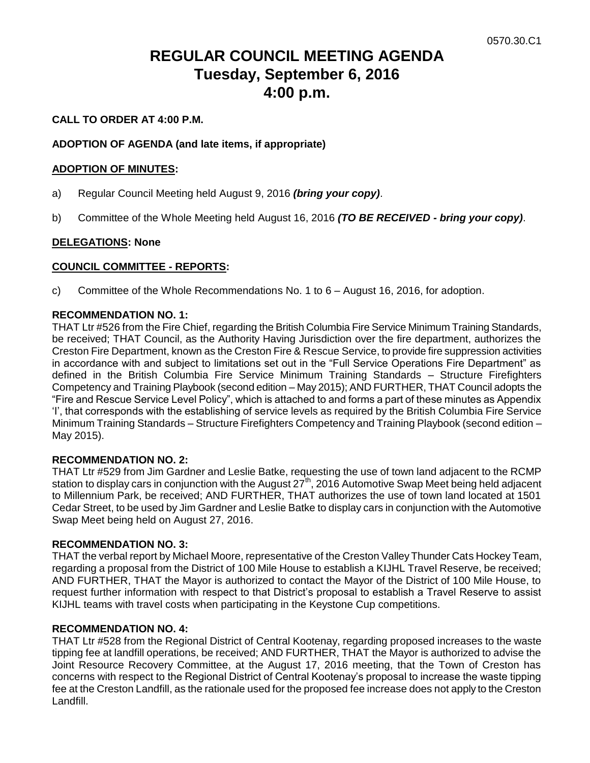0570.30.C1

# REGULAR COUNCIL MEETING AGENDA
# Tuesday, September 6, 2016
# 4:00 p.m.

**CALL TO ORDER AT 4:00 P.M.**

**ADOPTION OF AGENDA (and late items, if appropriate)**

**ADOPTION OF MINUTES:**

a) Regular Council Meeting held August 9, 2016 ***(bring your copy)***.

b) Committee of the Whole Meeting held August 16, 2016 ***(TO BE RECEIVED - bring your copy)***.

**DELEGATIONS: None**

**COUNCIL COMMITTEE - REPORTS:**

c) Committee of the Whole Recommendations No. 1 to 6 – August 16, 2016, for adoption.

**RECOMMENDATION NO. 1:**
THAT Ltr #526 from the Fire Chief, regarding the British Columbia Fire Service Minimum Training Standards, be received; THAT Council, as the Authority Having Jurisdiction over the fire department, authorizes the Creston Fire Department, known as the Creston Fire & Rescue Service, to provide fire suppression activities in accordance with and subject to limitations set out in the "Full Service Operations Fire Department" as defined in the British Columbia Fire Service Minimum Training Standards – Structure Firefighters Competency and Training Playbook (second edition – May 2015); AND FURTHER, THAT Council adopts the "Fire and Rescue Service Level Policy", which is attached to and forms a part of these minutes as Appendix 'I', that corresponds with the establishing of service levels as required by the British Columbia Fire Service Minimum Training Standards – Structure Firefighters Competency and Training Playbook (second edition – May 2015).

**RECOMMENDATION NO. 2:**
THAT Ltr #529 from Jim Gardner and Leslie Batke, requesting the use of town land adjacent to the RCMP station to display cars in conjunction with the August 27th, 2016 Automotive Swap Meet being held adjacent to Millennium Park, be received; AND FURTHER, THAT authorizes the use of town land located at 1501 Cedar Street, to be used by Jim Gardner and Leslie Batke to display cars in conjunction with the Automotive Swap Meet being held on August 27, 2016.

**RECOMMENDATION NO. 3:**
THAT the verbal report by Michael Moore, representative of the Creston Valley Thunder Cats Hockey Team, regarding a proposal from the District of 100 Mile House to establish a KIJHL Travel Reserve, be received; AND FURTHER, THAT the Mayor is authorized to contact the Mayor of the District of 100 Mile House, to request further information with respect to that District's proposal to establish a Travel Reserve to assist KIJHL teams with travel costs when participating in the Keystone Cup competitions.

**RECOMMENDATION NO. 4:**
THAT Ltr #528 from the Regional District of Central Kootenay, regarding proposed increases to the waste tipping fee at landfill operations, be received; AND FURTHER, THAT the Mayor is authorized to advise the Joint Resource Recovery Committee, at the August 17, 2016 meeting, that the Town of Creston has concerns with respect to the Regional District of Central Kootenay's proposal to increase the waste tipping fee at the Creston Landfill, as the rationale used for the proposed fee increase does not apply to the Creston Landfill.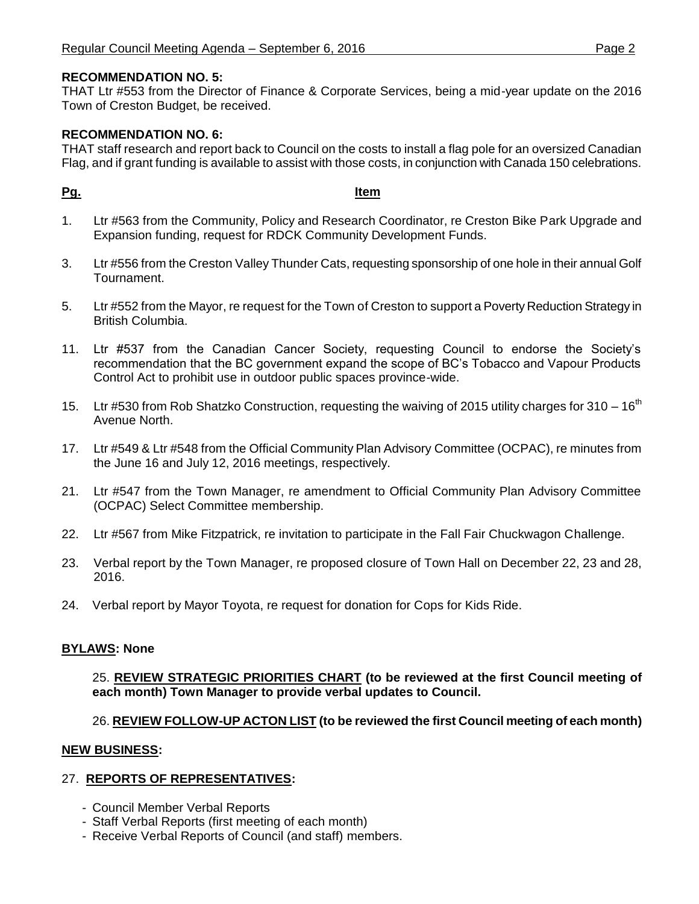**RECOMMENDATION NO. 5:**
THAT Ltr #553 from the Director of Finance & Corporate Services, being a mid-year update on the 2016 Town of Creston Budget, be received.

**RECOMMENDATION NO. 6:**
THAT staff research and report back to Council on the costs to install a flag pole for an oversized Canadian Flag, and if grant funding is available to assist with those costs, in conjunction with Canada 150 celebrations.

| **Pg.** | **Item** |
|---|---|
| 1. | Ltr #563 from the Community, Policy and Research Coordinator, re Creston Bike Park Upgrade and Expansion funding, request for RDCK Community Development Funds. |
| 3. | Ltr #556 from the Creston Valley Thunder Cats, requesting sponsorship of one hole in their annual Golf Tournament. |
| 5. | Ltr #552 from the Mayor, re request for the Town of Creston to support a Poverty Reduction Strategy in British Columbia. |
| 11. | Ltr #537 from the Canadian Cancer Society, requesting Council to endorse the Society's recommendation that the BC government expand the scope of BC's Tobacco and Vapour Products Control Act to prohibit use in outdoor public spaces province-wide. |
| 15. | Ltr #530 from Rob Shatzko Construction, requesting the waiving of 2015 utility charges for 310 – 16th Avenue North. |
| 17. | Ltr #549 & Ltr #548 from the Official Community Plan Advisory Committee (OCPAC), re minutes from the June 16 and July 12, 2016 meetings, respectively. |
| 21. | Ltr #547 from the Town Manager, re amendment to Official Community Plan Advisory Committee (OCPAC) Select Committee membership. |
| 22. | Ltr #567 from Mike Fitzpatrick, re invitation to participate in the Fall Fair Chuckwagon Challenge. |
| 23. | Verbal report by the Town Manager, re proposed closure of Town Hall on December 22, 23 and 28, 2016. |
| 24. | Verbal report by Mayor Toyota, re request for donation for Cops for Kids Ride. |

**BYLAWS: None**

25. **REVIEW STRATEGIC PRIORITIES CHART (to be reviewed at the first Council meeting of each month) Town Manager to provide verbal updates to Council.**

26. **REVIEW FOLLOW-UP ACTON LIST (to be reviewed the first Council meeting of each month)**

**NEW BUSINESS:**

27. **REPORTS OF REPRESENTATIVES:**

- Council Member Verbal Reports
- Staff Verbal Reports (first meeting of each month)
- Receive Verbal Reports of Council (and staff) members.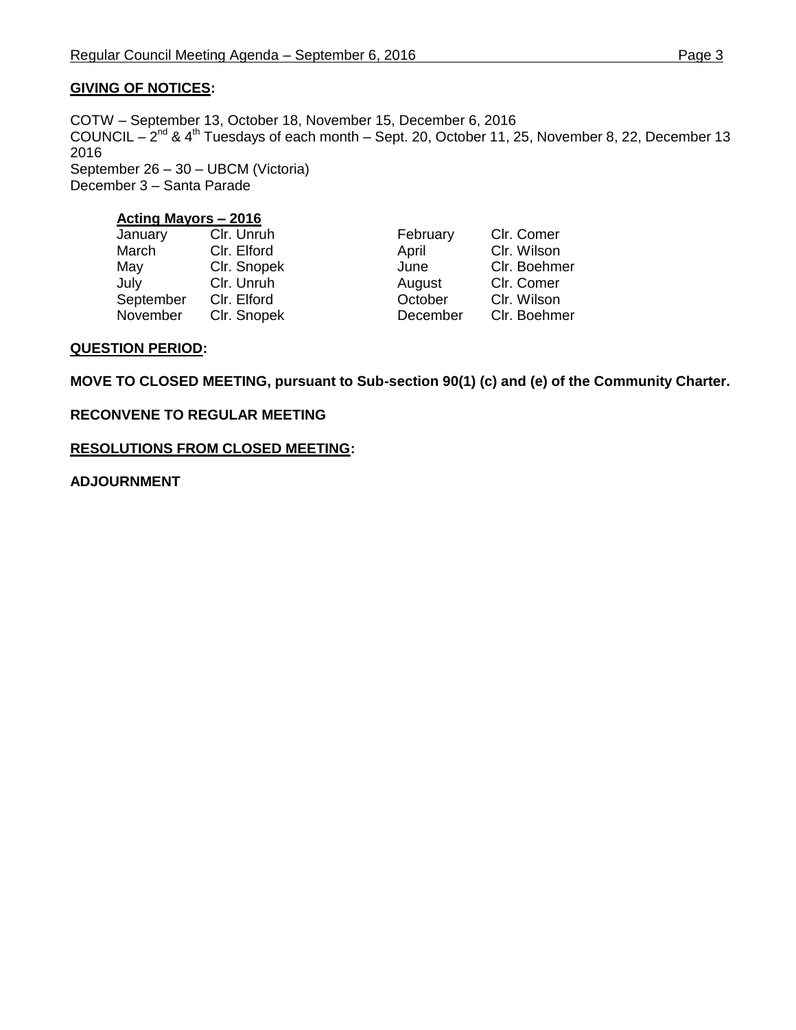**<u>GIVING OF NOTICES</u>:**

COTW – September 13, October 18, November 15, December 6, 2016
COUNCIL – 2nd & 4th Tuesdays of each month – Sept. 20, October 11, 25, November 8, 22, December 13 2016
September 26 – 30 – UBCM (Victoria)
December 3 – Santa Parade

**<u>Acting Mayors – 2016</u>**

| | | | |
|---|---|---|---|
| January | Clr. Unruh | February | Clr. Comer |
| March | Clr. Elford | April | Clr. Wilson |
| May | Clr. Snopek | June | Clr. Boehmer |
| July | Clr. Unruh | August | Clr. Comer |
| September | Clr. Elford | October | Clr. Wilson |
| November | Clr. Snopek | December | Clr. Boehmer |

**<u>QUESTION PERIOD</u>:**

**MOVE TO CLOSED MEETING, pursuant to Sub-section 90(1) (c) and (e) of the Community Charter.**

**RECONVENE TO REGULAR MEETING**

**<u>RESOLUTIONS FROM CLOSED MEETING</u>:**

**ADJOURNMENT**